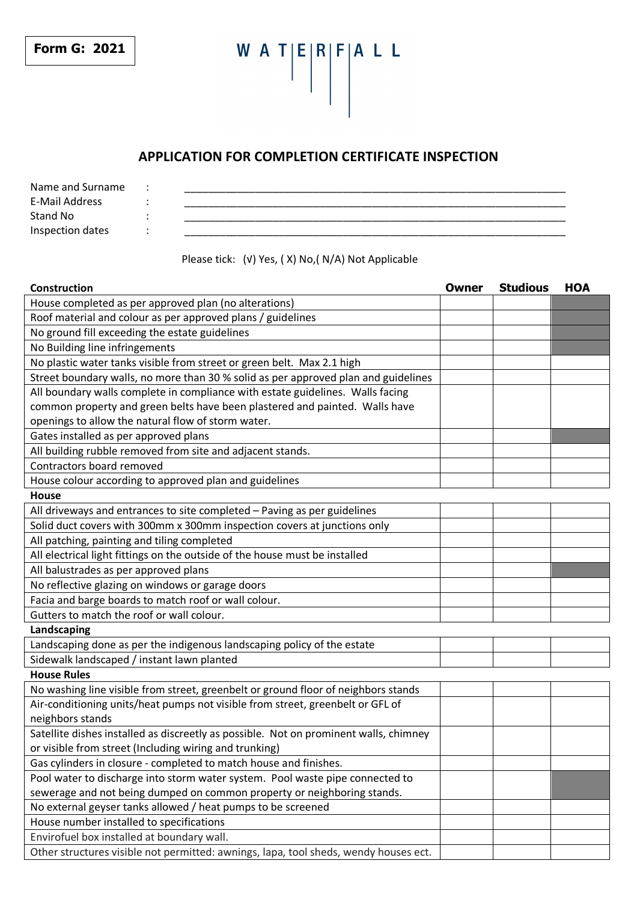**Form G: 2021**

WATERFALL

## APPLICATION FOR COMPLETION CERTIFICATE INSPECTION

Name and Surname : ____________________________________________

E-Mail Address : ____________________________________________

Stand No : ____________________________________________

Inspection dates : ____________________________________________

Please tick: (√) Yes, ( X) No,( N/A) Not Applicable

| Construction | Owner | Studious | HOA |
|---|---|---|---|
| House completed as per approved plan (no alterations) | | | |
| Roof material and colour as per approved plans / guidelines | | | |
| No ground fill exceeding the estate guidelines | | | |
| No Building line infringements | | | |
| No plastic water tanks visible from street or green belt. Max 2.1 high | | | |
| Street boundary walls, no more than 30 % solid as per approved plan and guidelines | | | |
| All boundary walls complete in compliance with estate guidelines. Walls facing common property and green belts have been plastered and painted. Walls have openings to allow the natural flow of storm water. | | | |
| Gates installed as per approved plans | | | |
| All building rubble removed from site and adjacent stands. | | | |
| Contractors board removed | | | |
| House colour according to approved plan and guidelines | | | |
| **House** | | | |
| All driveways and entrances to site completed – Paving as per guidelines | | | |
| Solid duct covers with 300mm x 300mm inspection covers at junctions only | | | |
| All patching, painting and tiling completed | | | |
| All electrical light fittings on the outside of the house must be installed | | | |
| All balustrades as per approved plans | | | |
| No reflective glazing on windows or garage doors | | | |
| Facia and barge boards to match roof or wall colour. | | | |
| Gutters to match the roof or wall colour. | | | |
| **Landscaping** | | | |
| Landscaping done as per the indigenous landscaping policy of the estate | | | |
| Sidewalk landscaped / instant lawn planted | | | |
| **House Rules** | | | |
| No washing line visible from street, greenbelt or ground floor of neighbors stands | | | |
| Air-conditioning units/heat pumps not visible from street, greenbelt or GFL of neighbors stands | | | |
| Satellite dishes installed as discreetly as possible. Not on prominent walls, chimney or visible from street (Including wiring and trunking) | | | |
| Gas cylinders in closure - completed to match house and finishes. | | | |
| Pool water to discharge into storm water system. Pool waste pipe connected to sewerage and not being dumped on common property or neighboring stands. | | | |
| No external geyser tanks allowed / heat pumps to be screened | | | |
| House number installed to specifications | | | |
| Envirofuel box installed at boundary wall. | | | |
| Other structures visible not permitted: awnings, lapa, tool sheds, wendy houses ect. | | | |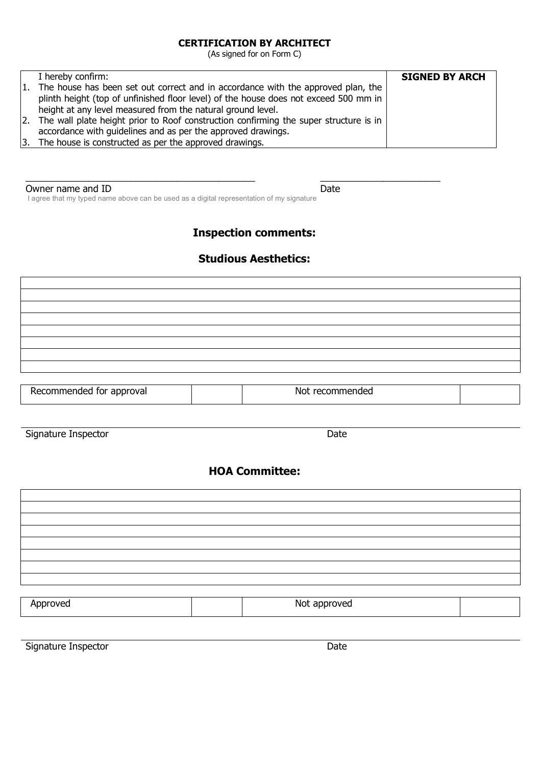**CERTIFICATION BY ARCHITECT**

(As signed for on Form C)

| I hereby confirm: | **SIGNED BY ARCH** |
|---|---|
| 1. The house has been set out correct and in accordance with the approved plan, the plinth height (top of unfinished floor level) of the house does not exceed 500 mm in height at any level measured from the natural ground level.<br>2. The wall plate height prior to Roof construction confirming the super structure is in accordance with guidelines and as per the approved drawings.<br>3. The house is constructed as per the approved drawings. | |

\_\_\_\_\_\_\_\_\_\_\_\_\_\_\_\_\_\_\_\_\_\_\_\_\_\_\_\_\_\_\_\_\_\_\_\_\_\_\_\_\_\_\_\_ \_\_\_\_\_\_\_\_\_\_\_\_\_\_\_\_\_\_\_\_\_\_\_\_

Owner name and ID Date

I agree that my typed name above can be used as a digital representation of my signature

## Inspection comments:

## Studious Aesthetics:

| |
|---|
| |
| |
| |
| |
| |
| |
| |

| Recommended for approval | | Not recommended | |
|---|---|---|---|

Signature Inspector Date

## HOA Committee:

| |
|---|
| |
| |
| |
| |
| |
| |
| |

| Approved | | Not approved | |
|---|---|---|---|

Signature Inspector Date